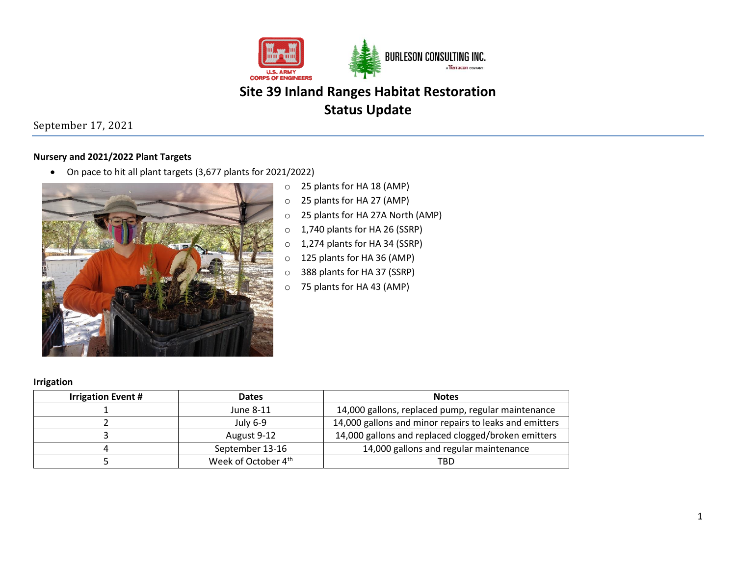# Site 39 Inland Ranges Habitat Restoration
# Status Update

September 17, 2021

**Nursery and 2021/2022 Plant Targets**

- On pace to hit all plant targets (3,677 plants for 2021/2022)
    - 25 plants for HA 18 (AMP)
    - 25 plants for HA 27 (AMP)
    - 25 plants for HA 27A North (AMP)
    - 1,740 plants for HA 26 (SSRP)
    - 1,274 plants for HA 34 (SSRP)
    - 125 plants for HA 36 (AMP)
    - 388 plants for HA 37 (SSRP)
    - 75 plants for HA 43 (AMP)

**Irrigation**

| Irrigation Event # | Dates | Notes |
|---|---|---|
| 1 | June 8-11 | 14,000 gallons, replaced pump, regular maintenance |
| 2 | July 6-9 | 14,000 gallons and minor repairs to leaks and emitters |
| 3 | August 9-12 | 14,000 gallons and replaced clogged/broken emitters |
| 4 | September 13-16 | 14,000 gallons and regular maintenance |
| 5 | Week of October 4th | TBD |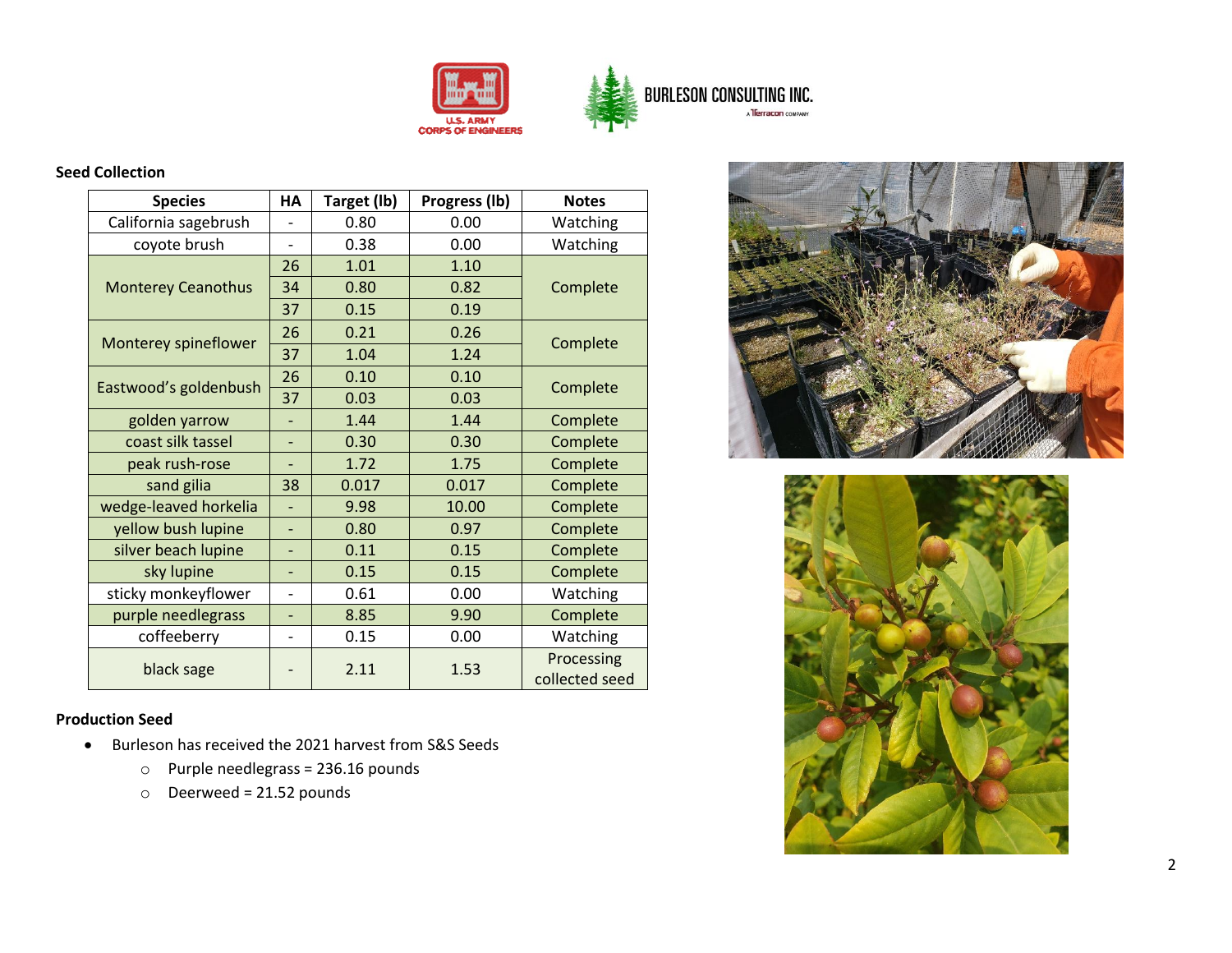**Seed Collection**

| Species | HA | Target (lb) | Progress (lb) | Notes |
|---|---|---|---|---|
| California sagebrush | - | 0.80 | 0.00 | Watching |
| coyote brush | - | 0.38 | 0.00 | Watching |
| Monterey Ceanothus | 26 | 1.01 | 1.10 | Complete |
| | 34 | 0.80 | 0.82 | |
| | 37 | 0.15 | 0.19 | |
| Monterey spineflower | 26 | 0.21 | 0.26 | Complete |
| | 37 | 1.04 | 1.24 | |
| Eastwood's goldenbush | 26 | 0.10 | 0.10 | Complete |
| | 37 | 0.03 | 0.03 | |
| golden yarrow | - | 1.44 | 1.44 | Complete |
| coast silk tassel | - | 0.30 | 0.30 | Complete |
| peak rush-rose | - | 1.72 | 1.75 | Complete |
| sand gilia | 38 | 0.017 | 0.017 | Complete |
| wedge-leaved horkelia | - | 9.98 | 10.00 | Complete |
| yellow bush lupine | - | 0.80 | 0.97 | Complete |
| silver beach lupine | - | 0.11 | 0.15 | Complete |
| sky lupine | - | 0.15 | 0.15 | Complete |
| sticky monkeyflower | - | 0.61 | 0.00 | Watching |
| purple needlegrass | - | 8.85 | 9.90 | Complete |
| coffeeberry | - | 0.15 | 0.00 | Watching |
| black sage | - | 2.11 | 1.53 | Processing collected seed |

**Production Seed**

- Burleson has received the 2021 harvest from S&S Seeds
  - Purple needlegrass = 236.16 pounds
  - Deerweed = 21.52 pounds